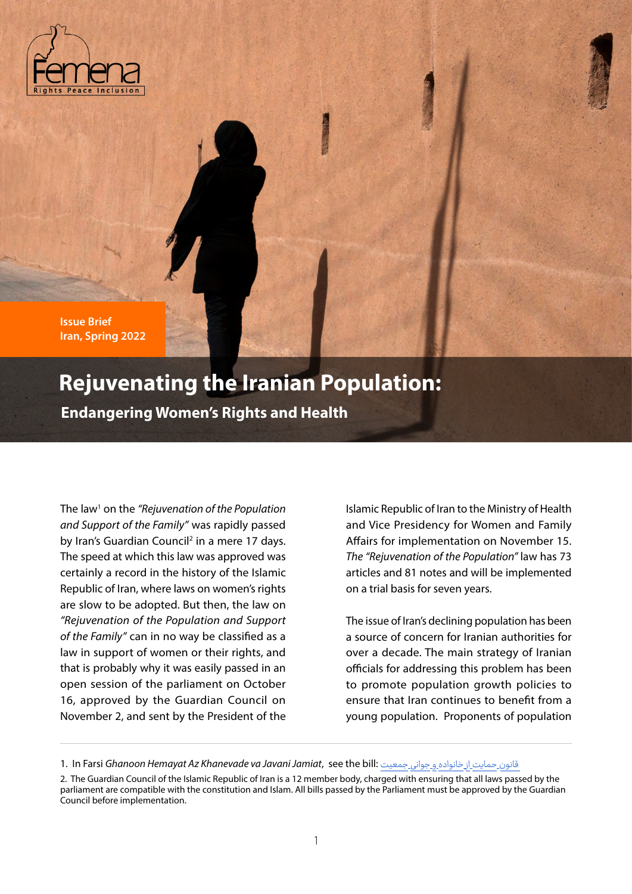Femena
Rights Peace Inclusion

Issue Brief
Iran, Spring 2022

# Rejuvenating the Iranian Population:

## Endangering Women's Rights and Health

The law[1] on the *"Rejuvenation of the Population and Support of the Family"* was rapidly passed by Iran's Guardian Council[2] in a mere 17 days. The speed at which this law was approved was certainly a record in the history of the Islamic Republic of Iran, where laws on women's rights are slow to be adopted. But then, the law on *"Rejuvenation of the Population and Support of the Family"* can in no way be classified as a law in support of women or their rights, and that is probably why it was easily passed in an open session of the parliament on October 16, approved by the Guardian Council on November 2, and sent by the President of the Islamic Republic of Iran to the Ministry of Health and Vice Presidency for Women and Family Affairs for implementation on November 15. *The "Rejuvenation of the Population"* law has 73 articles and 81 notes and will be implemented on a trial basis for seven years.

The issue of Iran's declining population has been a source of concern for Iranian authorities for over a decade. The main strategy of Iranian officials for addressing this problem has been to promote population growth policies to ensure that Iran continues to benefit from a young population. Proponents of population

---

1. In Farsi *Ghanoon Hemayat Az Khanevade va Javani Jamiat*, see the bill: قانون_حمایت_از_خانواده_و_جوانی_جمعیت

2. The Guardian Council of the Islamic Republic of Iran is a 12 member body, charged with ensuring that all laws passed by the parliament are compatible with the constitution and Islam. All bills passed by the Parliament must be approved by the Guardian Council before implementation.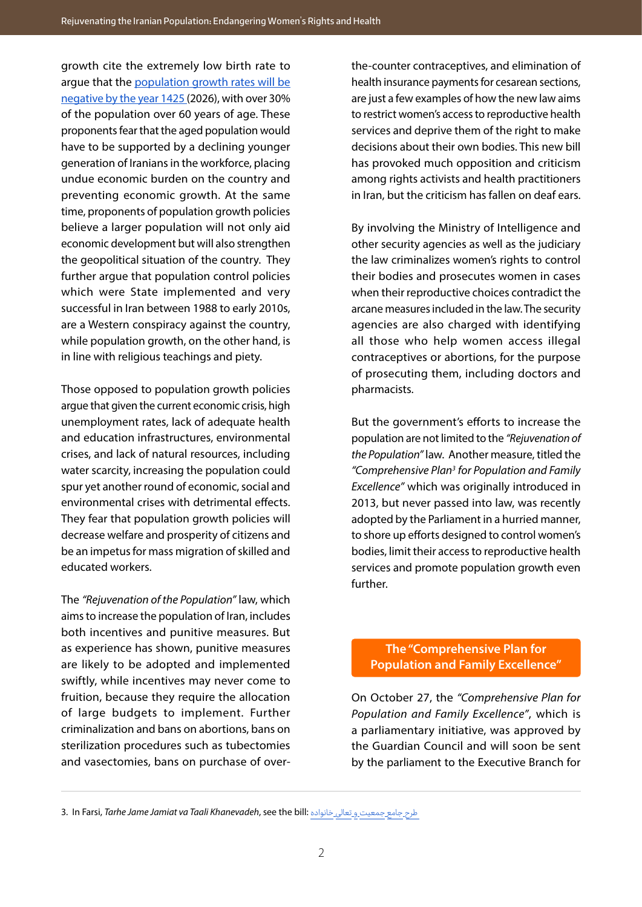growth cite the extremely low birth rate to argue that the population growth rates will be negative by the year 1425 (2026), with over 30% of the population over 60 years of age. These proponents fear that the aged population would have to be supported by a declining younger generation of Iranians in the workforce, placing undue economic burden on the country and preventing economic growth. At the same time, proponents of population growth policies believe a larger population will not only aid economic development but will also strengthen the geopolitical situation of the country. They further argue that population control policies which were State implemented and very successful in Iran between 1988 to early 2010s, are a Western conspiracy against the country, while population growth, on the other hand, is in line with religious teachings and piety.

Those opposed to population growth policies argue that given the current economic crisis, high unemployment rates, lack of adequate health and education infrastructures, environmental crises, and lack of natural resources, including water scarcity, increasing the population could spur yet another round of economic, social and environmental crises with detrimental effects. They fear that population growth policies will decrease welfare and prosperity of citizens and be an impetus for mass migration of skilled and educated workers.

The *"Rejuvenation of the Population"* law, which aims to increase the population of Iran, includes both incentives and punitive measures. But as experience has shown, punitive measures are likely to be adopted and implemented swiftly, while incentives may never come to fruition, because they require the allocation of large budgets to implement. Further criminalization and bans on abortions, bans on sterilization procedures such as tubectomies and vasectomies, bans on purchase of over-the-counter contraceptives, and elimination of health insurance payments for cesarean sections, are just a few examples of how the new law aims to restrict women's access to reproductive health services and deprive them of the right to make decisions about their own bodies. This new bill has provoked much opposition and criticism among rights activists and health practitioners in Iran, but the criticism has fallen on deaf ears.

By involving the Ministry of Intelligence and other security agencies as well as the judiciary the law criminalizes women's rights to control their bodies and prosecutes women in cases when their reproductive choices contradict the arcane measures included in the law. The security agencies are also charged with identifying all those who help women access illegal contraceptives or abortions, for the purpose of prosecuting them, including doctors and pharmacists.

But the government's efforts to increase the population are not limited to the *"Rejuvenation of the Population"* law. Another measure, titled the *"Comprehensive Plan[3] for Population and Family Excellence"* which was originally introduced in 2013, but never passed into law, was recently adopted by the Parliament in a hurried manner, to shore up efforts designed to control women's bodies, limit their access to reproductive health services and promote population growth even further.

## The "Comprehensive Plan for Population and Family Excellence"

On October 27, the *"Comprehensive Plan for Population and Family Excellence"*, which is a parliamentary initiative, was approved by the Guardian Council and will soon be sent by the parliament to the Executive Branch for

3. In Farsi, *Tarhe Jame Jamiat va Taali Khanevadeh*, see the bill: طرح_جامع_جمعیت_و_تعالی_خانواده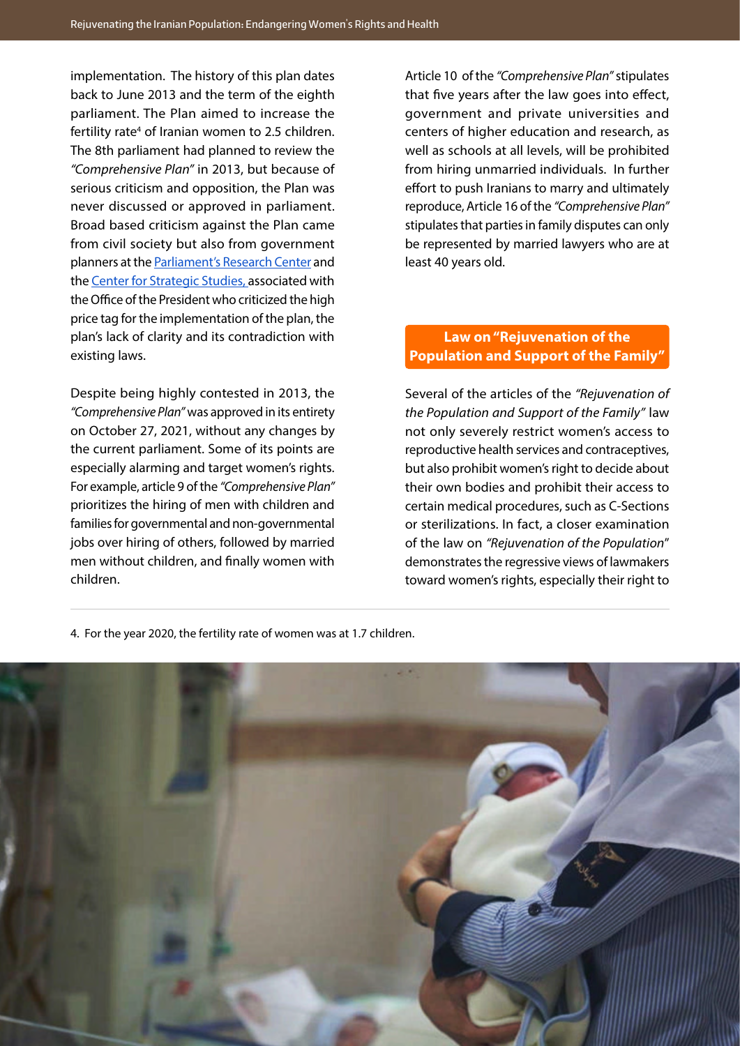implementation. The history of this plan dates back to June 2013 and the term of the eighth parliament. The Plan aimed to increase the fertility rate[4] of Iranian women to 2.5 children. The 8th parliament had planned to review the *"Comprehensive Plan"* in 2013, but because of serious criticism and opposition, the Plan was never discussed or approved in parliament. Broad based criticism against the Plan came from civil society but also from government planners at the Parliament's Research Center and the Center for Strategic Studies, associated with the Office of the President who criticized the high price tag for the implementation of the plan, the plan's lack of clarity and its contradiction with existing laws.

Despite being highly contested in 2013, the *"Comprehensive Plan"* was approved in its entirety on October 27, 2021, without any changes by the current parliament. Some of its points are especially alarming and target women's rights. For example, article 9 of the *"Comprehensive Plan"* prioritizes the hiring of men with children and families for governmental and non-governmental jobs over hiring of others, followed by married men without children, and finally women with children.

Article 10 of the *"Comprehensive Plan"* stipulates that five years after the law goes into effect, government and private universities and centers of higher education and research, as well as schools at all levels, will be prohibited from hiring unmarried individuals. In further effort to push Iranians to marry and ultimately reproduce, Article 16 of the *"Comprehensive Plan"* stipulates that parties in family disputes can only be represented by married lawyers who are at least 40 years old.

## Law on "Rejuvenation of the Population and Support of the Family"

Several of the articles of the *"Rejuvenation of the Population and Support of the Family"* law not only severely restrict women's access to reproductive health services and contraceptives, but also prohibit women's right to decide about their own bodies and prohibit their access to certain medical procedures, such as C-Sections or sterilizations. In fact, a closer examination of the law on *"Rejuvenation of the Population"* demonstrates the regressive views of lawmakers toward women's rights, especially their right to

4. For the year 2020, the fertility rate of women was at 1.7 children.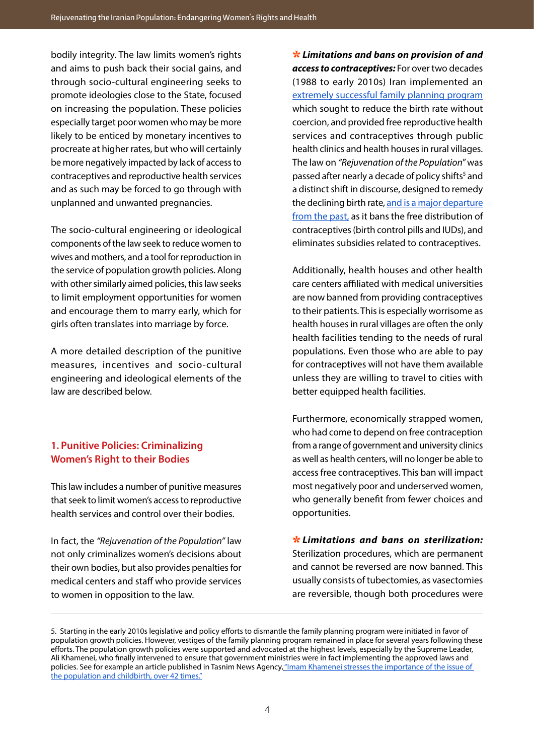bodily integrity. The law limits women's rights and aims to push back their social gains, and through socio-cultural engineering seeks to promote ideologies close to the State, focused on increasing the population. These policies especially target poor women who may be more likely to be enticed by monetary incentives to procreate at higher rates, but who will certainly be more negatively impacted by lack of access to contraceptives and reproductive health services and as such may be forced to go through with unplanned and unwanted pregnancies.

The socio-cultural engineering or ideological components of the law seek to reduce women to wives and mothers, and a tool for reproduction in the service of population growth policies. Along with other similarly aimed policies, this law seeks to limit employment opportunities for women and encourage them to marry early, which for girls often translates into marriage by force.

A more detailed description of the punitive measures, incentives and socio-cultural engineering and ideological elements of the law are described below.

## 1. Punitive Policies: Criminalizing Women's Right to their Bodies

This law includes a number of punitive measures that seek to limit women's access to reproductive health services and control over their bodies.

In fact, the *"Rejuvenation of the Population"* law not only criminalizes women's decisions about their own bodies, but also provides penalties for medical centers and staff who provide services to women in opposition to the law.

✻ ***Limitations and bans on provision of and access to contraceptives:*** For over two decades (1988 to early 2010s) Iran implemented an extremely successful family planning program which sought to reduce the birth rate without coercion, and provided free reproductive health services and contraceptives through public health clinics and health houses in rural villages. The law on *"Rejuvenation of the Population"* was passed after nearly a decade of policy shifts[5] and a distinct shift in discourse, designed to remedy the declining birth rate, and is a major departure from the past, as it bans the free distribution of contraceptives (birth control pills and IUDs), and eliminates subsidies related to contraceptives.

Additionally, health houses and other health care centers affiliated with medical universities are now banned from providing contraceptives to their patients. This is especially worrisome as health houses in rural villages are often the only health facilities tending to the needs of rural populations. Even those who are able to pay for contraceptives will not have them available unless they are willing to travel to cities with better equipped health facilities.

Furthermore, economically strapped women, who had come to depend on free contraception from a range of government and university clinics as well as health centers, will no longer be able to access free contraceptives. This ban will impact most negatively poor and underserved women, who generally benefit from fewer choices and opportunities.

✻ ***Limitations and bans on sterilization:*** Sterilization procedures, which are permanent and cannot be reversed are now banned. This usually consists of tubectomies, as vasectomies are reversible, though both procedures were

---

5. Starting in the early 2010s legislative and policy efforts to dismantle the family planning program were initiated in favor of population growth policies. However, vestiges of the family planning program remained in place for several years following these efforts. The population growth policies were supported and advocated at the highest levels, especially by the Supreme Leader, Ali Khamenei, who finally intervened to ensure that government ministries were in fact implementing the approved laws and policies. See for example an article published in Tasnim News Agency, "Imam Khamenei stresses the importance of the issue of the population and childbirth, over 42 times."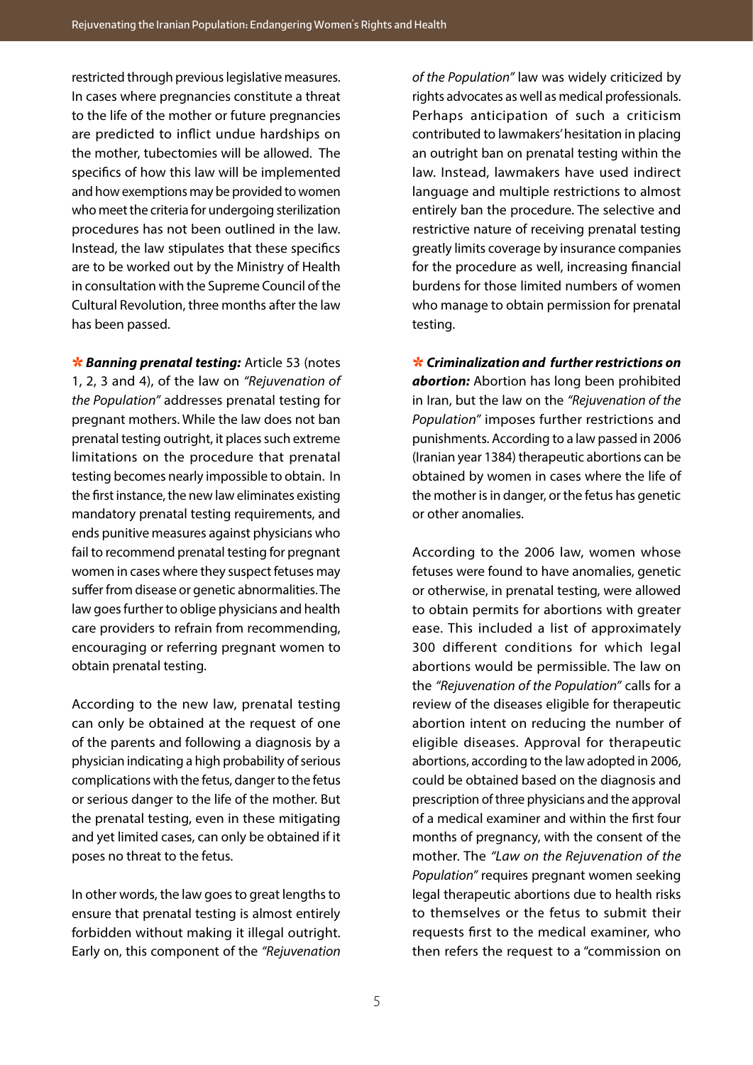restricted through previous legislative measures. In cases where pregnancies constitute a threat to the life of the mother or future pregnancies are predicted to inflict undue hardships on the mother, tubectomies will be allowed. The specifics of how this law will be implemented and how exemptions may be provided to women who meet the criteria for undergoing sterilization procedures has not been outlined in the law. Instead, the law stipulates that these specifics are to be worked out by the Ministry of Health in consultation with the Supreme Council of the Cultural Revolution, three months after the law has been passed.

*** *Banning prenatal testing:*** Article 53 (notes 1, 2, 3 and 4), of the law on *"Rejuvenation of the Population"* addresses prenatal testing for pregnant mothers. While the law does not ban prenatal testing outright, it places such extreme limitations on the procedure that prenatal testing becomes nearly impossible to obtain. In the first instance, the new law eliminates existing mandatory prenatal testing requirements, and ends punitive measures against physicians who fail to recommend prenatal testing for pregnant women in cases where they suspect fetuses may suffer from disease or genetic abnormalities. The law goes further to oblige physicians and health care providers to refrain from recommending, encouraging or referring pregnant women to obtain prenatal testing.

According to the new law, prenatal testing can only be obtained at the request of one of the parents and following a diagnosis by a physician indicating a high probability of serious complications with the fetus, danger to the fetus or serious danger to the life of the mother. But the prenatal testing, even in these mitigating and yet limited cases, can only be obtained if it poses no threat to the fetus.

In other words, the law goes to great lengths to ensure that prenatal testing is almost entirely forbidden without making it illegal outright. Early on, this component of the *"Rejuvenation of the Population"* law was widely criticized by rights advocates as well as medical professionals. Perhaps anticipation of such a criticism contributed to lawmakers' hesitation in placing an outright ban on prenatal testing within the law. Instead, lawmakers have used indirect language and multiple restrictions to almost entirely ban the procedure. The selective and restrictive nature of receiving prenatal testing greatly limits coverage by insurance companies for the procedure as well, increasing financial burdens for those limited numbers of women who manage to obtain permission for prenatal testing.

*** *Criminalization and further restrictions on abortion:*** Abortion has long been prohibited in Iran, but the law on the *"Rejuvenation of the Population"* imposes further restrictions and punishments. According to a law passed in 2006 (Iranian year 1384) therapeutic abortions can be obtained by women in cases where the life of the mother is in danger, or the fetus has genetic or other anomalies.

According to the 2006 law, women whose fetuses were found to have anomalies, genetic or otherwise, in prenatal testing, were allowed to obtain permits for abortions with greater ease. This included a list of approximately 300 different conditions for which legal abortions would be permissible. The law on the *"Rejuvenation of the Population"* calls for a review of the diseases eligible for therapeutic abortion intent on reducing the number of eligible diseases. Approval for therapeutic abortions, according to the law adopted in 2006, could be obtained based on the diagnosis and prescription of three physicians and the approval of a medical examiner and within the first four months of pregnancy, with the consent of the mother. The *"Law on the Rejuvenation of the Population"* requires pregnant women seeking legal therapeutic abortions due to health risks to themselves or the fetus to submit their requests first to the medical examiner, who then refers the request to a "commission on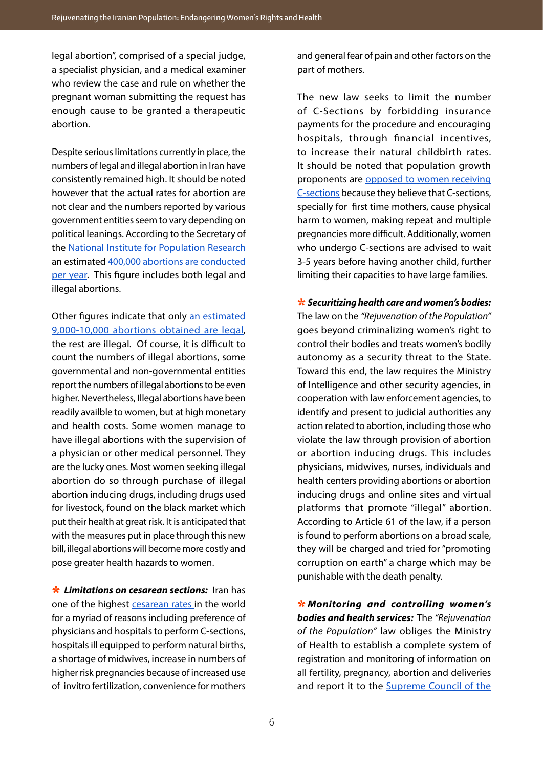legal abortion", comprised of a special judge, a specialist physician, and a medical examiner who review the case and rule on whether the pregnant woman submitting the request has enough cause to be granted a therapeutic abortion.

Despite serious limitations currently in place, the numbers of legal and illegal abortion in Iran have consistently remained high. It should be noted however that the actual rates for abortion are not clear and the numbers reported by various government entities seem to vary depending on political leanings. According to the Secretary of the National Institute for Population Research an estimated 400,000 abortions are conducted per year. This figure includes both legal and illegal abortions.

Other figures indicate that only an estimated 9,000-10,000 abortions obtained are legal, the rest are illegal. Of course, it is difficult to count the numbers of illegal abortions, some governmental and non-governmental entities report the numbers of illegal abortions to be even higher. Nevertheless, Illegal abortions have been readily availble to women, but at high monetary and health costs. Some women manage to have illegal abortions with the supervision of a physician or other medical personnel. They are the lucky ones. Most women seeking illegal abortion do so through purchase of illegal abortion inducing drugs, including drugs used for livestock, found on the black market which put their health at great risk. It is anticipated that with the measures put in place through this new bill, illegal abortions will become more costly and pose greater health hazards to women.

✻ ***Limitations on cesarean sections:*** Iran has one of the highest cesarean rates in the world for a myriad of reasons including preference of physicians and hospitals to perform C-sections, hospitals ill equipped to perform natural births, a shortage of midwives, increase in numbers of higher risk pregnancies because of increased use of invitro fertilization, convenience for mothers and general fear of pain and other factors on the part of mothers.

The new law seeks to limit the number of C-Sections by forbidding insurance payments for the procedure and encouraging hospitals, through financial incentives, to increase their natural childbirth rates. It should be noted that population growth proponents are opposed to women receiving C-sections because they believe that C-sections, specially for first time mothers, cause physical harm to women, making repeat and multiple pregnancies more difficult. Additionally, women who undergo C-sections are advised to wait 3-5 years before having another child, further limiting their capacities to have large families.

✻ ***Securitizing health care and women's bodies:*** The law on the *"Rejuvenation of the Population"* goes beyond criminalizing women's right to control their bodies and treats women's bodily autonomy as a security threat to the State. Toward this end, the law requires the Ministry of Intelligence and other security agencies, in cooperation with law enforcement agencies, to identify and present to judicial authorities any action related to abortion, including those who violate the law through provision of abortion or abortion inducing drugs. This includes physicians, midwives, nurses, individuals and health centers providing abortions or abortion inducing drugs and online sites and virtual platforms that promote "illegal" abortion. According to Article 61 of the law, if a person is found to perform abortions on a broad scale, they will be charged and tried for "promoting corruption on earth" a charge which may be punishable with the death penalty.

✻ ***Monitoring and controlling women's bodies and health services:*** The *"Rejuvenation of the Population"* law obliges the Ministry of Health to establish a complete system of registration and monitoring of information on all fertility, pregnancy, abortion and deliveries and report it to the Supreme Council of the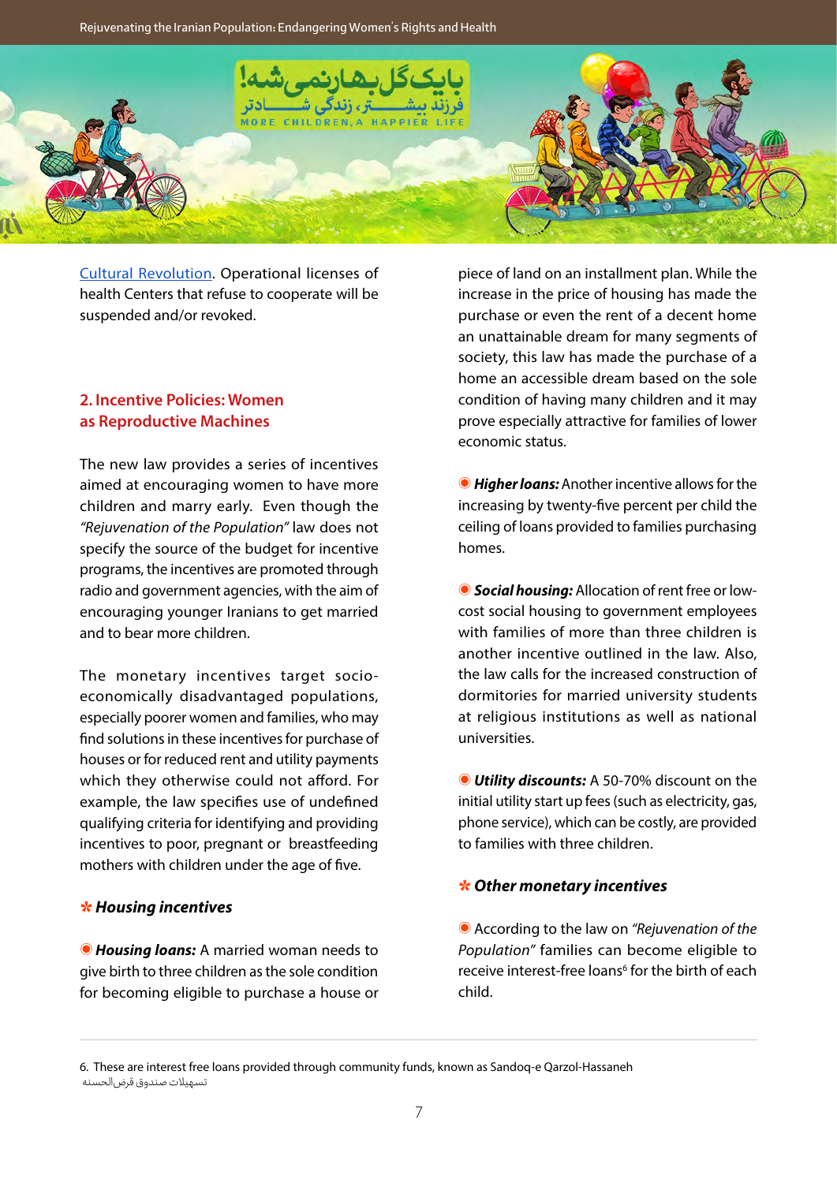[Cultural Revolution](). Operational licenses of health Centers that refuse to cooperate will be suspended and/or revoked.

## 2. Incentive Policies: Women as Reproductive Machines

The new law provides a series of incentives aimed at encouraging women to have more children and marry early. Even though the *"Rejuvenation of the Population"* law does not specify the source of the budget for incentive programs, the incentives are promoted through radio and government agencies, with the aim of encouraging younger Iranians to get married and to bear more children.

The monetary incentives target socio-economically disadvantaged populations, especially poorer women and families, who may find solutions in these incentives for purchase of houses or for reduced rent and utility payments which they otherwise could not afford. For example, the law specifies use of undefined qualifying criteria for identifying and providing incentives to poor, pregnant or breastfeeding mothers with children under the age of five.

### Housing incentives

- ***Housing loans:*** A married woman needs to give birth to three children as the sole condition for becoming eligible to purchase a house or piece of land on an installment plan. While the increase in the price of housing has made the purchase or even the rent of a decent home an unattainable dream for many segments of society, this law has made the purchase of a home an accessible dream based on the sole condition of having many children and it may prove especially attractive for families of lower economic status.

- ***Higher loans:*** Another incentive allows for the increasing by twenty-five percent per child the ceiling of loans provided to families purchasing homes.

- ***Social housing:*** Allocation of rent free or low-cost social housing to government employees with families of more than three children is another incentive outlined in the law. Also, the law calls for the increased construction of dormitories for married university students at religious institutions as well as national universities.

- ***Utility discounts:*** A 50-70% discount on the initial utility start up fees (such as electricity, gas, phone service), which can be costly, are provided to families with three children.

### Other monetary incentives

- According to the law on *"Rejuvenation of the Population"* families can become eligible to receive interest-free loans[6] for the birth of each child.

---

6. These are interest free loans provided through community funds, known as Sandoq-e Qarzol-Hassaneh
تسهیلات صندوق قرض‌الحسنه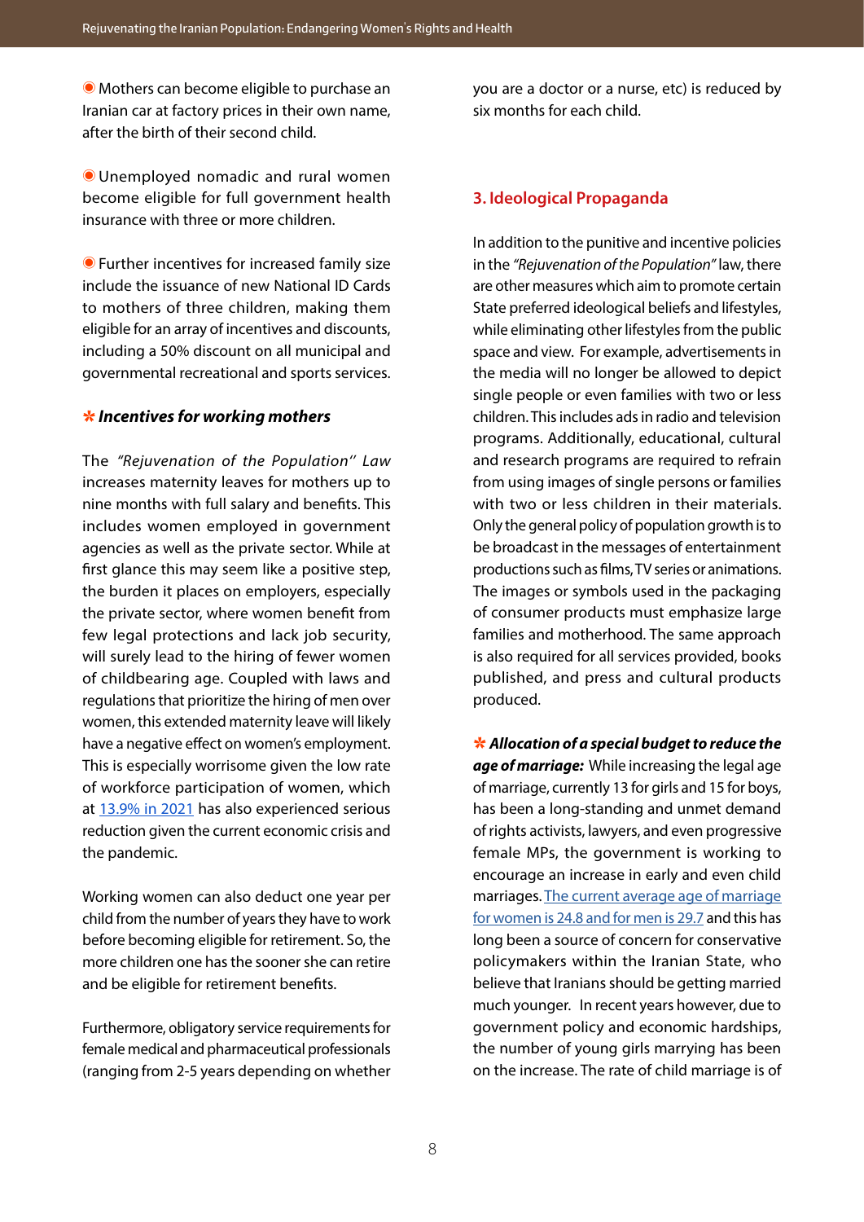- Mothers can become eligible to purchase an Iranian car at factory prices in their own name, after the birth of their second child.

- Unemployed nomadic and rural women become eligible for full government health insurance with three or more children.

- Further incentives for increased family size include the issuance of new National ID Cards to mothers of three children, making them eligible for an array of incentives and discounts, including a 50% discount on all municipal and governmental recreational and sports services.

### *** Incentives for working mothers***

The *"Rejuvenation of the Population" Law* increases maternity leaves for mothers up to nine months with full salary and benefits. This includes women employed in government agencies as well as the private sector. While at first glance this may seem like a positive step, the burden it places on employers, especially the private sector, where women benefit from few legal protections and lack job security, will surely lead to the hiring of fewer women of childbearing age. Coupled with laws and regulations that prioritize the hiring of men over women, this extended maternity leave will likely have a negative effect on women's employment. This is especially worrisome given the low rate of workforce participation of women, which at 13.9% in 2021 has also experienced serious reduction given the current economic crisis and the pandemic.

Working women can also deduct one year per child from the number of years they have to work before becoming eligible for retirement. So, the more children one has the sooner she can retire and be eligible for retirement benefits.

Furthermore, obligatory service requirements for female medical and pharmaceutical professionals (ranging from 2-5 years depending on whether you are a doctor or a nurse, etc) is reduced by six months for each child.

## 3. Ideological Propaganda

In addition to the punitive and incentive policies in the *"Rejuvenation of the Population"* law, there are other measures which aim to promote certain State preferred ideological beliefs and lifestyles, while eliminating other lifestyles from the public space and view. For example, advertisements in the media will no longer be allowed to depict single people or even families with two or less children. This includes ads in radio and television programs. Additionally, educational, cultural and research programs are required to refrain from using images of single persons or families with two or less children in their materials. Only the general policy of population growth is to be broadcast in the messages of entertainment productions such as films, TV series or animations. The images or symbols used in the packaging of consumer products must emphasize large families and motherhood. The same approach is also required for all services provided, books published, and press and cultural products produced.

*** Allocation of a special budget to reduce the age of marriage:*** While increasing the legal age of marriage, currently 13 for girls and 15 for boys, has been a long-standing and unmet demand of rights activists, lawyers, and even progressive female MPs, the government is working to encourage an increase in early and even child marriages. The current average age of marriage for women is 24.8 and for men is 29.7 and this has long been a source of concern for conservative policymakers within the Iranian State, who believe that Iranians should be getting married much younger. In recent years however, due to government policy and economic hardships, the number of young girls marrying has been on the increase. The rate of child marriage is of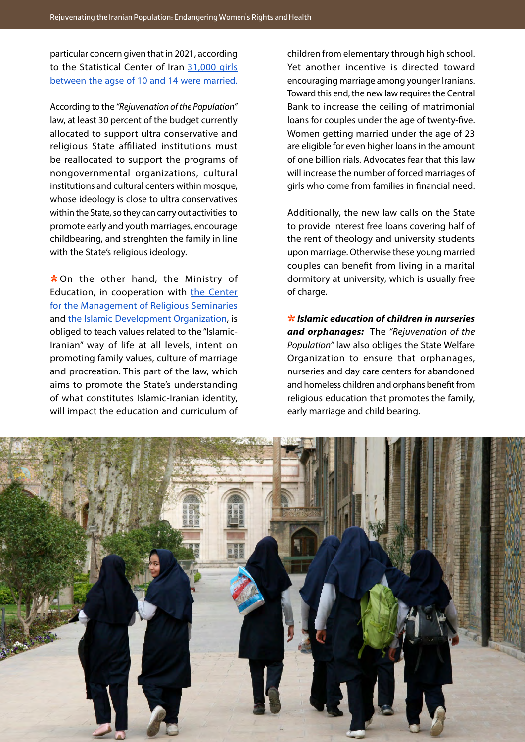particular concern given that in 2021, according to the Statistical Center of Iran [31,000 girls between the agse of 10 and 14 were married.]

According to the *"Rejuvenation of the Population"* law, at least 30 percent of the budget currently allocated to support ultra conservative and religious State affiliated institutions must be reallocated to support the programs of nongovernmental organizations, cultural institutions and cultural centers within mosque, whose ideology is close to ultra conservatives within the State, so they can carry out activities to promote early and youth marriages, encourage childbearing, and strenghten the family in line with the State's religious ideology.

* On the other hand, the Ministry of Education, in cooperation with [the Center for the Management of Religious Seminaries] and [the Islamic Development Organization], is obliged to teach values related to the "Islamic-Iranian" way of life at all levels, intent on promoting family values, culture of marriage and procreation. This part of the law, which aims to promote the State's understanding of what constitutes Islamic-Iranian identity, will impact the education and curriculum of children from elementary through high school. Yet another incentive is directed toward encouraging marriage among younger Iranians. Toward this end, the new law requires the Central Bank to increase the ceiling of matrimonial loans for couples under the age of twenty-five. Women getting married under the age of 23 are eligible for even higher loans in the amount of one billion rials. Advocates fear that this law will increase the number of forced marriages of girls who come from families in financial need.

Additionally, the new law calls on the State to provide interest free loans covering half of the rent of theology and university students upon marriage. Otherwise these young married couples can benefit from living in a marital dormitory at university, which is usually free of charge.

* ***Islamic education of children in nurseries and orphanages:*** The *"Rejuvenation of the Population"* law also obliges the State Welfare Organization to ensure that orphanages, nurseries and day care centers for abandoned and homeless children and orphans benefit from religious education that promotes the family, early marriage and child bearing.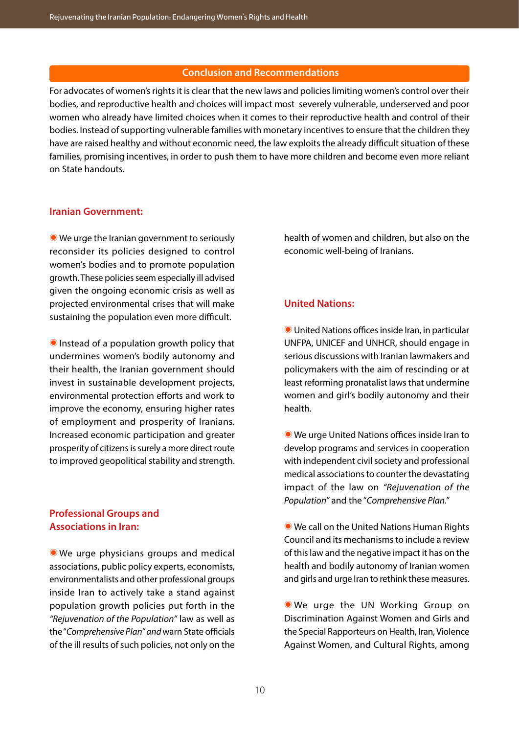## Conclusion and Recommendations

For advocates of women's rights it is clear that the new laws and policies limiting women's control over their bodies, and reproductive health and choices will impact most severely vulnerable, underserved and poor women who already have limited choices when it comes to their reproductive health and control of their bodies. Instead of supporting vulnerable families with monetary incentives to ensure that the children they have are raised healthy and without economic need, the law exploits the already difficult situation of these families, promising incentives, in order to push them to have more children and become even more reliant on State handouts.

### Iranian Government:

- We urge the Iranian government to seriously reconsider its policies designed to control women's bodies and to promote population growth. These policies seem especially ill advised given the ongoing economic crisis as well as projected environmental crises that will make sustaining the population even more difficult.

- Instead of a population growth policy that undermines women's bodily autonomy and their health, the Iranian government should invest in sustainable development projects, environmental protection efforts and work to improve the economy, ensuring higher rates of employment and prosperity of Iranians. Increased economic participation and greater prosperity of citizens is surely a more direct route to improved geopolitical stability and strength.

### Professional Groups and Associations in Iran:

- We urge physicians groups and medical associations, public policy experts, economists, environmentalists and other professional groups inside Iran to actively take a stand against population growth policies put forth in the *"Rejuvenation of the Population"* law as well as the *"Comprehensive Plan" and* warn State officials of the ill results of such policies, not only on the health of women and children, but also on the economic well-being of Iranians.

### United Nations:

- United Nations offices inside Iran, in particular UNFPA, UNICEF and UNHCR, should engage in serious discussions with Iranian lawmakers and policymakers with the aim of rescinding or at least reforming pronatalist laws that undermine women and girl's bodily autonomy and their health.

- We urge United Nations offices inside Iran to develop programs and services in cooperation with independent civil society and professional medical associations to counter the devastating impact of the law on *"Rejuvenation of the Population"* and the "*Comprehensive Plan."*

- We call on the United Nations Human Rights Council and its mechanisms to include a review of this law and the negative impact it has on the health and bodily autonomy of Iranian women and girls and urge Iran to rethink these measures.

- We urge the UN Working Group on Discrimination Against Women and Girls and the Special Rapporteurs on Health, Iran, Violence Against Women, and Cultural Rights, among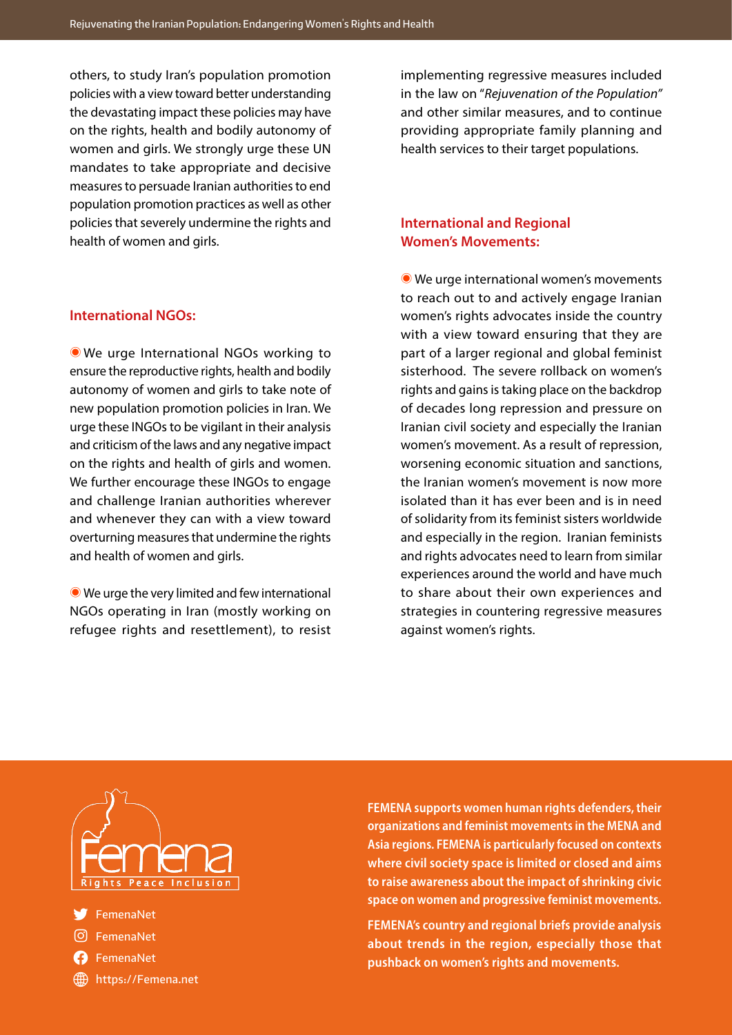others, to study Iran's population promotion policies with a view toward better understanding the devastating impact these policies may have on the rights, health and bodily autonomy of women and girls. We strongly urge these UN mandates to take appropriate and decisive measures to persuade Iranian authorities to end population promotion practices as well as other policies that severely undermine the rights and health of women and girls.

### International NGOs:

- We urge International NGOs working to ensure the reproductive rights, health and bodily autonomy of women and girls to take note of new population promotion policies in Iran. We urge these INGOs to be vigilant in their analysis and criticism of the laws and any negative impact on the rights and health of girls and women. We further encourage these INGOs to engage and challenge Iranian authorities wherever and whenever they can with a view toward overturning measures that undermine the rights and health of women and girls.

- We urge the very limited and few international NGOs operating in Iran (mostly working on refugee rights and resettlement), to resist implementing regressive measures included in the law on "*Rejuvenation of the Population"* and other similar measures, and to continue providing appropriate family planning and health services to their target populations.

### International and Regional Women's Movements:

- We urge international women's movements to reach out to and actively engage Iranian women's rights advocates inside the country with a view toward ensuring that they are part of a larger regional and global feminist sisterhood. The severe rollback on women's rights and gains is taking place on the backdrop of decades long repression and pressure on Iranian civil society and especially the Iranian women's movement. As a result of repression, worsening economic situation and sanctions, the Iranian women's movement is now more isolated than it has ever been and is in need of solidarity from its feminist sisters worldwide and especially in the region. Iranian feminists and rights advocates need to learn from similar experiences around the world and have much to share about their own experiences and strategies in countering regressive measures against women's rights.

Femena
Rights Peace Inclusion

FemenaNet
FemenaNet
FemenaNet
https://Femena.net

**FEMENA supports women human rights defenders, their organizations and feminist movements in the MENA and Asia regions. FEMENA is particularly focused on contexts where civil society space is limited or closed and aims to raise awareness about the impact of shrinking civic space on women and progressive feminist movements.**

**FEMENA's country and regional briefs provide analysis about trends in the region, especially those that pushback on women's rights and movements.**